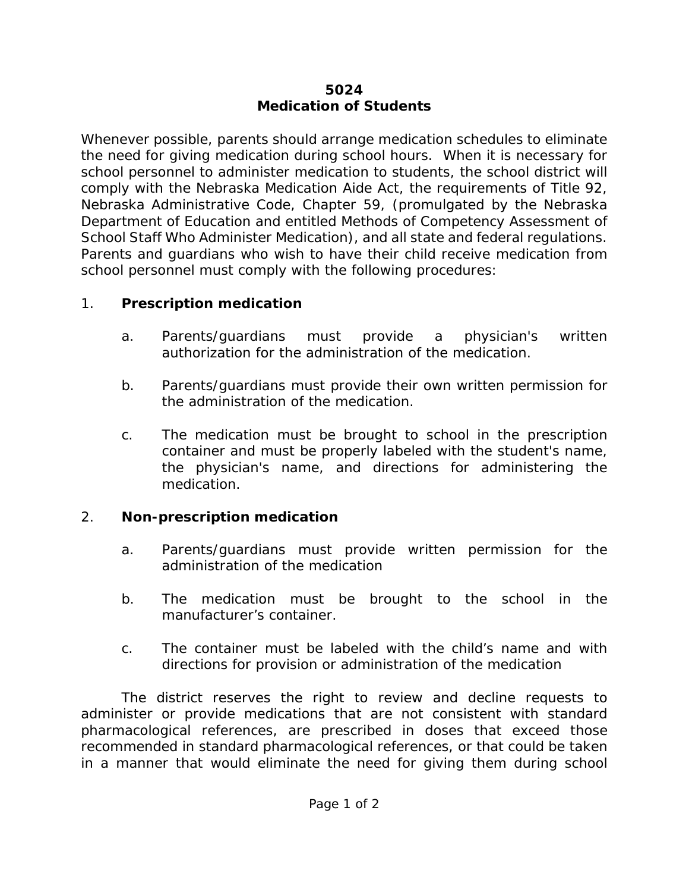# 5024
## Medication of Students

Whenever possible, parents should arrange medication schedules to eliminate the need for giving medication during school hours. When it is necessary for school personnel to administer medication to students, the school district will comply with the Nebraska Medication Aide Act, the requirements of Title 92, Nebraska Administrative Code, Chapter 59, (promulgated by the Nebraska Department of Education and entitled Methods of Competency Assessment of School Staff Who Administer Medication), and all state and federal regulations. Parents and guardians who wish to have their child receive medication from school personnel must comply with the following procedures:

1. **Prescription medication**

   a. Parents/guardians must provide a physician's written authorization for the administration of the medication.

   b. Parents/guardians must provide their own written permission for the administration of the medication.

   c. The medication must be brought to school in the prescription container and must be properly labeled with the student's name, the physician's name, and directions for administering the medication.

2. **Non-prescription medication**

   a. Parents/guardians must provide written permission for the administration of the medication

   b. The medication must be brought to the school in the manufacturer's container.

   c. The container must be labeled with the child's name and with directions for provision or administration of the medication

The district reserves the right to review and decline requests to administer or provide medications that are not consistent with standard pharmacological references, are prescribed in doses that exceed those recommended in standard pharmacological references, or that could be taken in a manner that would eliminate the need for giving them during school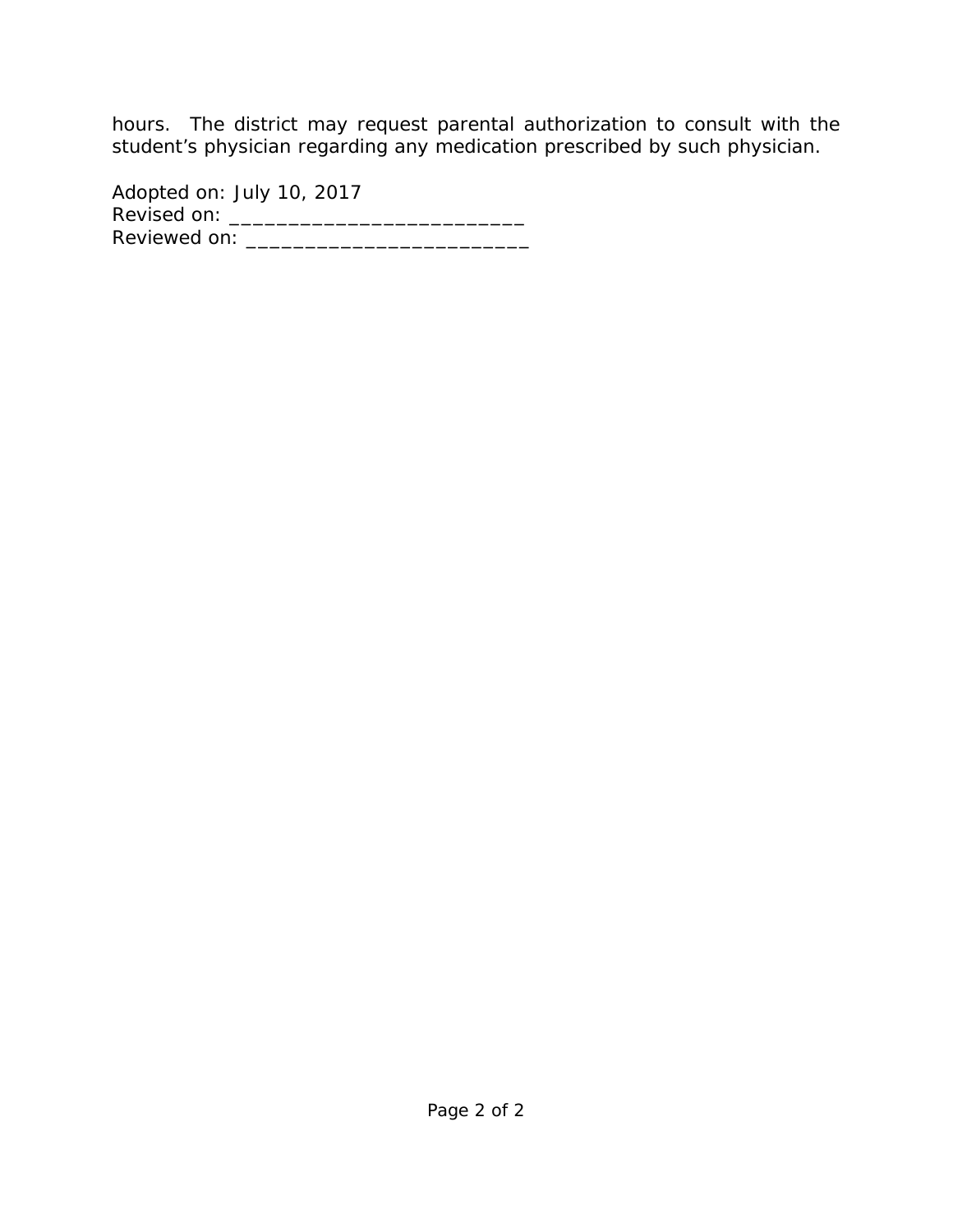hours. The district may request parental authorization to consult with the student's physician regarding any medication prescribed by such physician.

Adopted on: July 10, 2017
Revised on: __________________________
Reviewed on: _________________________